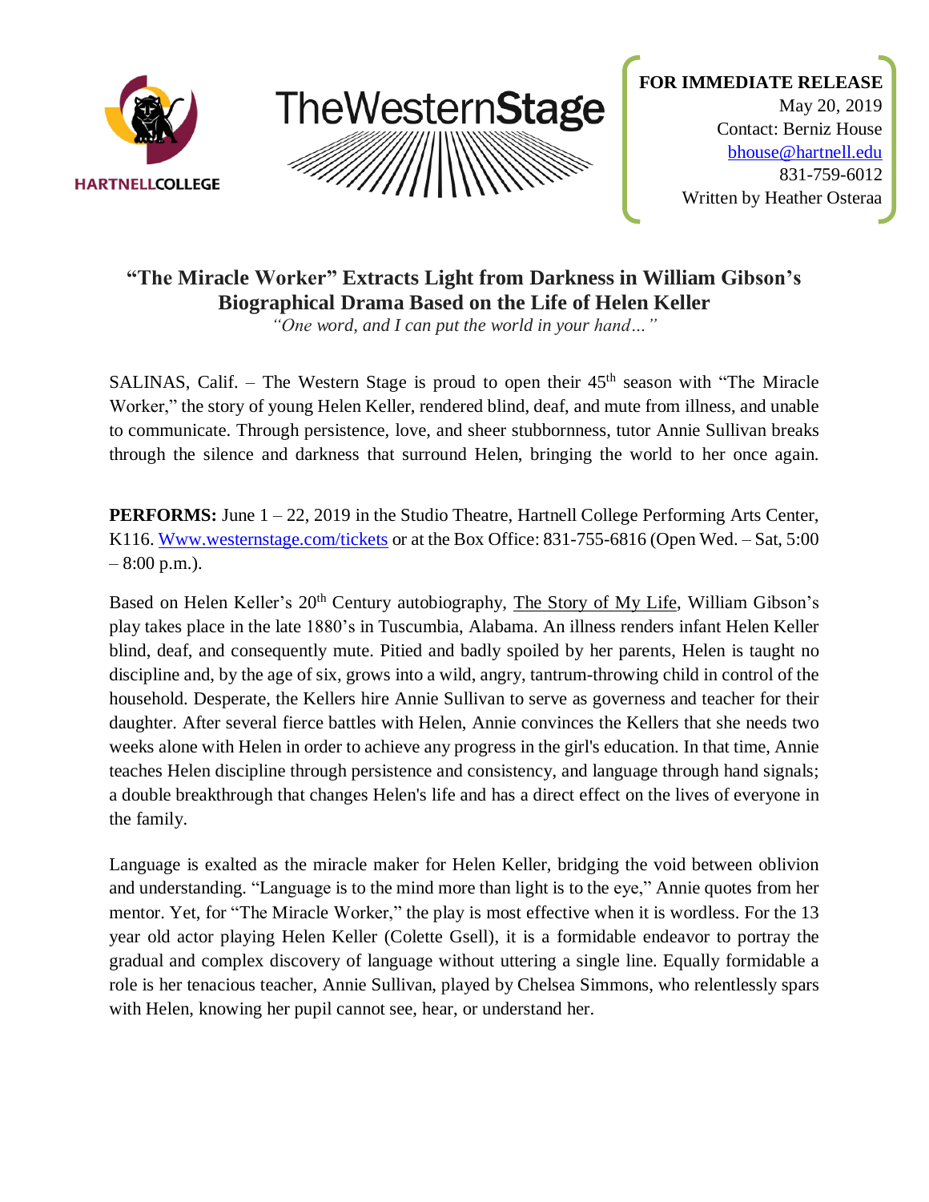HARTNELLCOLLEGE

TheWesternStage

**FOR IMMEDIATE RELEASE**
May 20, 2019
Contact: Berniz House
bhouse@hartnell.edu
831-759-6012
Written by Heather Osteraa

## "The Miracle Worker" Extracts Light from Darkness in William Gibson's Biographical Drama Based on the Life of Helen Keller

*"One word, and I can put the world in your hand…"*

SALINAS, Calif. – The Western Stage is proud to open their 45th season with "The Miracle Worker," the story of young Helen Keller, rendered blind, deaf, and mute from illness, and unable to communicate. Through persistence, love, and sheer stubbornness, tutor Annie Sullivan breaks through the silence and darkness that surround Helen, bringing the world to her once again.

**PERFORMS:** June 1 – 22, 2019 in the Studio Theatre, Hartnell College Performing Arts Center, K116. [Www.westernstage.com/tickets](Www.westernstage.com/tickets) or at the Box Office: 831-755-6816 (Open Wed. – Sat, 5:00 – 8:00 p.m.).

Based on Helen Keller's 20th Century autobiography, The Story of My Life, William Gibson's play takes place in the late 1880's in Tuscumbia, Alabama. An illness renders infant Helen Keller blind, deaf, and consequently mute. Pitied and badly spoiled by her parents, Helen is taught no discipline and, by the age of six, grows into a wild, angry, tantrum-throwing child in control of the household. Desperate, the Kellers hire Annie Sullivan to serve as governess and teacher for their daughter. After several fierce battles with Helen, Annie convinces the Kellers that she needs two weeks alone with Helen in order to achieve any progress in the girl's education. In that time, Annie teaches Helen discipline through persistence and consistency, and language through hand signals; a double breakthrough that changes Helen's life and has a direct effect on the lives of everyone in the family.

Language is exalted as the miracle maker for Helen Keller, bridging the void between oblivion and understanding. "Language is to the mind more than light is to the eye," Annie quotes from her mentor. Yet, for "The Miracle Worker," the play is most effective when it is wordless. For the 13 year old actor playing Helen Keller (Colette Gsell), it is a formidable endeavor to portray the gradual and complex discovery of language without uttering a single line. Equally formidable a role is her tenacious teacher, Annie Sullivan, played by Chelsea Simmons, who relentlessly spars with Helen, knowing her pupil cannot see, hear, or understand her.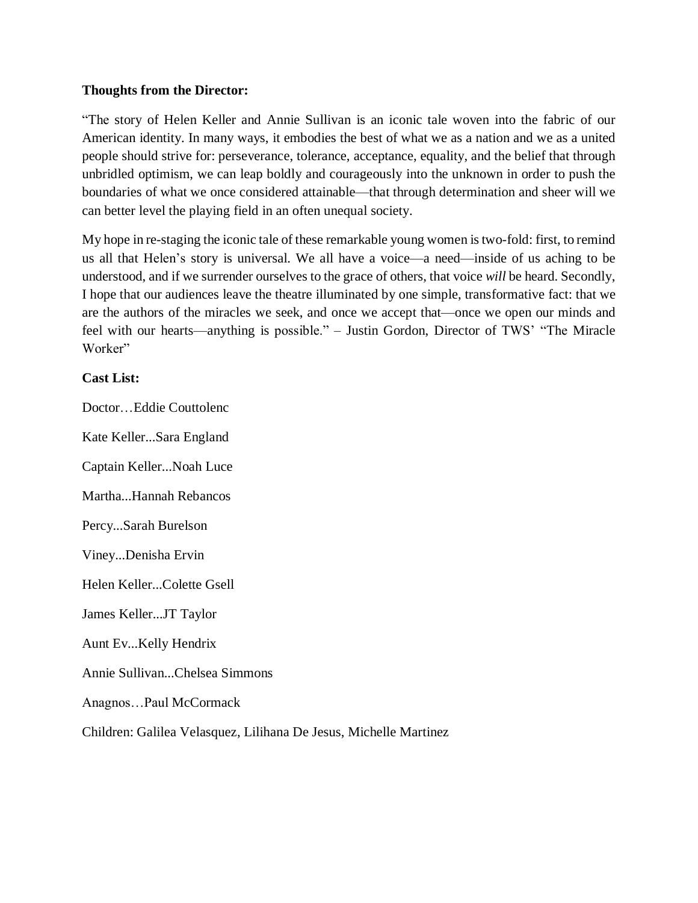**Thoughts from the Director:**

“The story of Helen Keller and Annie Sullivan is an iconic tale woven into the fabric of our American identity. In many ways, it embodies the best of what we as a nation and we as a united people should strive for: perseverance, tolerance, acceptance, equality, and the belief that through unbridled optimism, we can leap boldly and courageously into the unknown in order to push the boundaries of what we once considered attainable—that through determination and sheer will we can better level the playing field in an often unequal society.

My hope in re-staging the iconic tale of these remarkable young women is two-fold: first, to remind us all that Helen’s story is universal. We all have a voice—a need—inside of us aching to be understood, and if we surrender ourselves to the grace of others, that voice *will* be heard. Secondly, I hope that our audiences leave the theatre illuminated by one simple, transformative fact: that we are the authors of the miracles we seek, and once we accept that—once we open our minds and feel with our hearts—anything is possible.” – Justin Gordon, Director of TWS’ “The Miracle Worker”

**Cast List:**

Doctor…Eddie Couttolenc

Kate Keller...Sara England

Captain Keller...Noah Luce

Martha...Hannah Rebancos

Percy...Sarah Burelson

Viney...Denisha Ervin

Helen Keller...Colette Gsell

James Keller...JT Taylor

Aunt Ev...Kelly Hendrix

Annie Sullivan...Chelsea Simmons

Anagnos…Paul McCormack

Children: Galilea Velasquez, Lilihana De Jesus, Michelle Martinez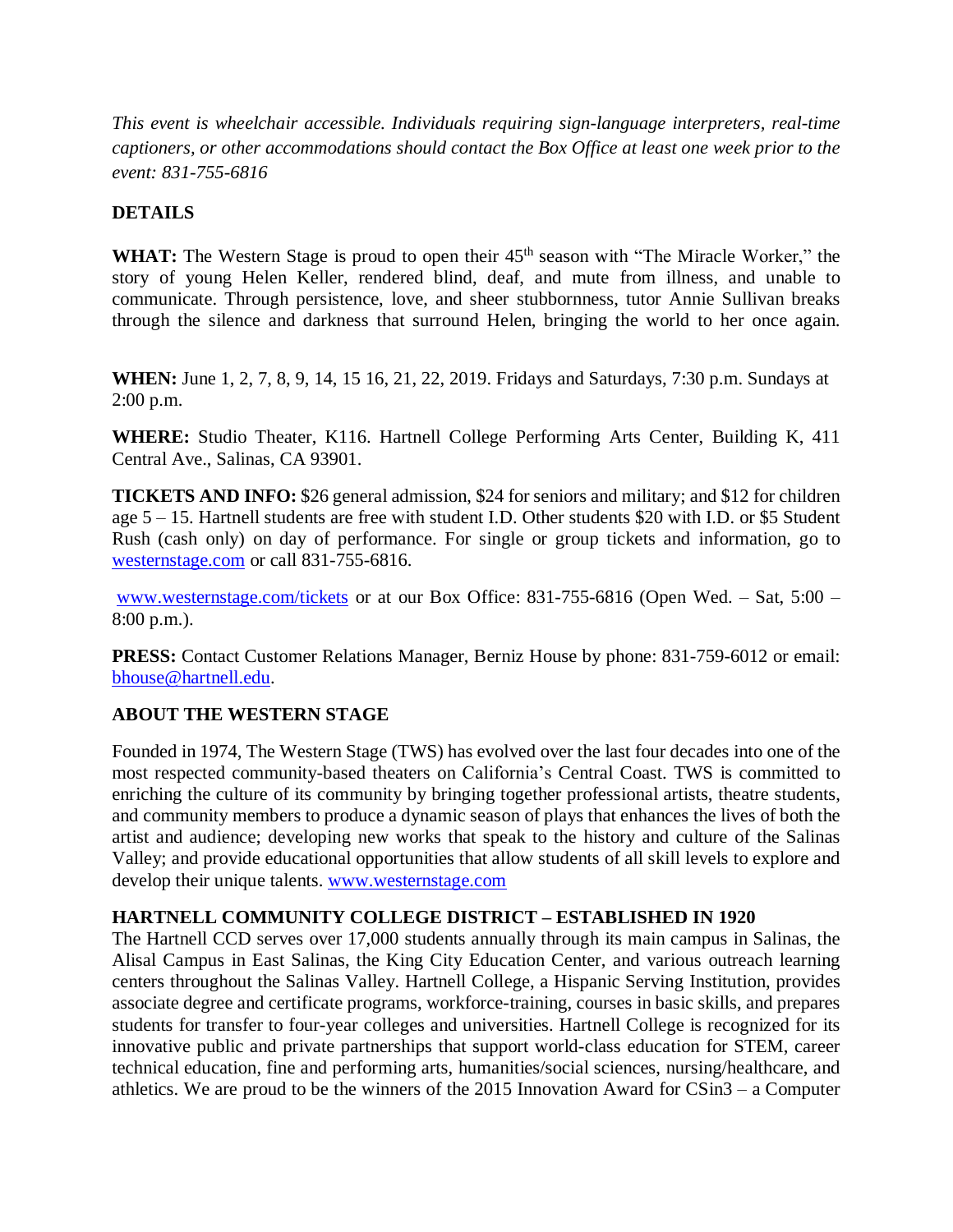*This event is wheelchair accessible. Individuals requiring sign-language interpreters, real-time captioners, or other accommodations should contact the Box Office at least one week prior to the event: 831-755-6816*

**DETAILS**

**WHAT:** The Western Stage is proud to open their 45th season with "The Miracle Worker," the story of young Helen Keller, rendered blind, deaf, and mute from illness, and unable to communicate. Through persistence, love, and sheer stubbornness, tutor Annie Sullivan breaks through the silence and darkness that surround Helen, bringing the world to her once again.

**WHEN:** June 1, 2, 7, 8, 9, 14, 15 16, 21, 22, 2019. Fridays and Saturdays, 7:30 p.m. Sundays at 2:00 p.m.

**WHERE:** Studio Theater, K116. Hartnell College Performing Arts Center, Building K, 411 Central Ave., Salinas, CA 93901.

**TICKETS AND INFO:** $26 general admission, $24 for seniors and military; and $12 for children age 5 – 15. Hartnell students are free with student I.D. Other students $20 with I.D. or $5 Student Rush (cash only) on day of performance. For single or group tickets and information, go to westernstage.com or call 831-755-6816.

www.westernstage.com/tickets or at our Box Office: 831-755-6816 (Open Wed. – Sat, 5:00 – 8:00 p.m.).

**PRESS:** Contact Customer Relations Manager, Berniz House by phone: 831-759-6012 or email: bhouse@hartnell.edu.

**ABOUT THE WESTERN STAGE**

Founded in 1974, The Western Stage (TWS) has evolved over the last four decades into one of the most respected community-based theaters on California's Central Coast. TWS is committed to enriching the culture of its community by bringing together professional artists, theatre students, and community members to produce a dynamic season of plays that enhances the lives of both the artist and audience; developing new works that speak to the history and culture of the Salinas Valley; and provide educational opportunities that allow students of all skill levels to explore and develop their unique talents. www.westernstage.com

**HARTNELL COMMUNITY COLLEGE DISTRICT – ESTABLISHED IN 1920**

The Hartnell CCD serves over 17,000 students annually through its main campus in Salinas, the Alisal Campus in East Salinas, the King City Education Center, and various outreach learning centers throughout the Salinas Valley. Hartnell College, a Hispanic Serving Institution, provides associate degree and certificate programs, workforce-training, courses in basic skills, and prepares students for transfer to four-year colleges and universities. Hartnell College is recognized for its innovative public and private partnerships that support world-class education for STEM, career technical education, fine and performing arts, humanities/social sciences, nursing/healthcare, and athletics. We are proud to be the winners of the 2015 Innovation Award for CSin3 – a Computer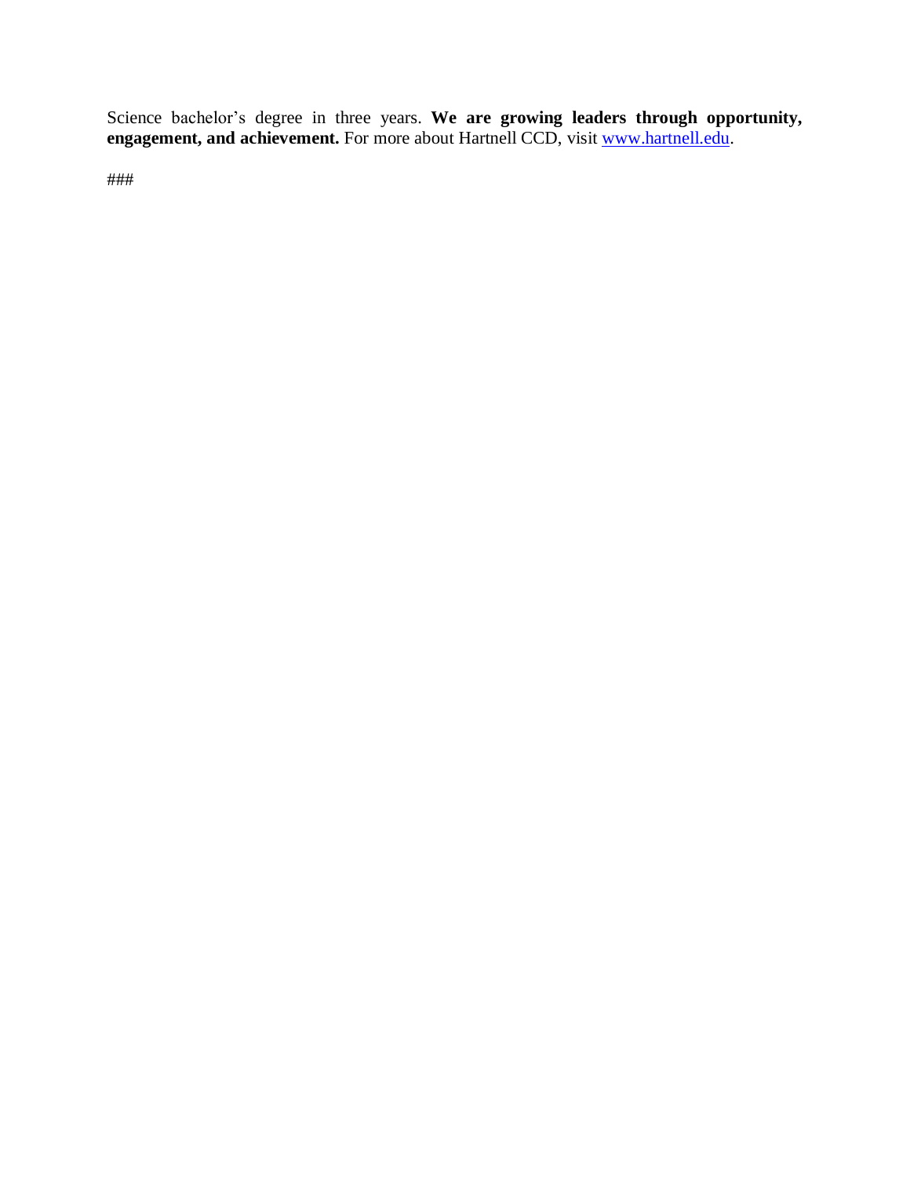Science bachelor's degree in three years. **We are growing leaders through opportunity, engagement, and achievement.** For more about Hartnell CCD, visit [www.hartnell.edu](http://www.hartnell.edu).

###